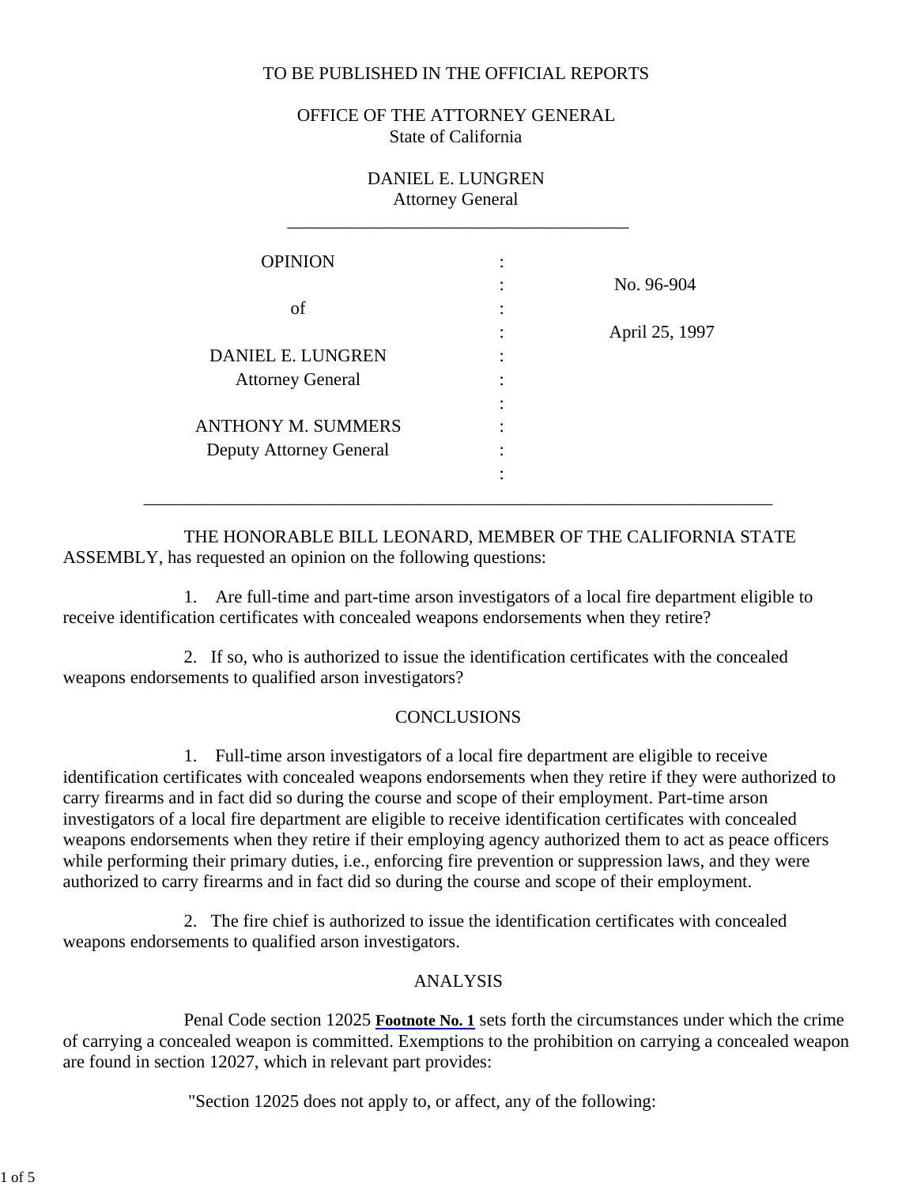TO BE PUBLISHED IN THE OFFICIAL REPORTS

OFFICE OF THE ATTORNEY GENERAL
State of California

DANIEL E. LUNGREN
Attorney General

---

| | |
|---|---|
| OPINION | No. 96-904 |
| of | April 25, 1997 |
| DANIEL E. LUNGREN<br>Attorney General | |
| ANTHONY M. SUMMERS<br>Deputy Attorney General | |

---

THE HONORABLE BILL LEONARD, MEMBER OF THE CALIFORNIA STATE ASSEMBLY, has requested an opinion on the following questions:

1. Are full-time and part-time arson investigators of a local fire department eligible to receive identification certificates with concealed weapons endorsements when they retire?

2. If so, who is authorized to issue the identification certificates with the concealed weapons endorsements to qualified arson investigators?

## CONCLUSIONS

1. Full-time arson investigators of a local fire department are eligible to receive identification certificates with concealed weapons endorsements when they retire if they were authorized to carry firearms and in fact did so during the course and scope of their employment. Part-time arson investigators of a local fire department are eligible to receive identification certificates with concealed weapons endorsements when they retire if their employing agency authorized them to act as peace officers while performing their primary duties, i.e., enforcing fire prevention or suppression laws, and they were authorized to carry firearms and in fact did so during the course and scope of their employment.

2. The fire chief is authorized to issue the identification certificates with concealed weapons endorsements to qualified arson investigators.

## ANALYSIS

Penal Code section 12025 **Footnote No. 1** sets forth the circumstances under which the crime of carrying a concealed weapon is committed. Exemptions to the prohibition on carrying a concealed weapon are found in section 12027, which in relevant part provides:

"Section 12025 does not apply to, or affect, any of the following: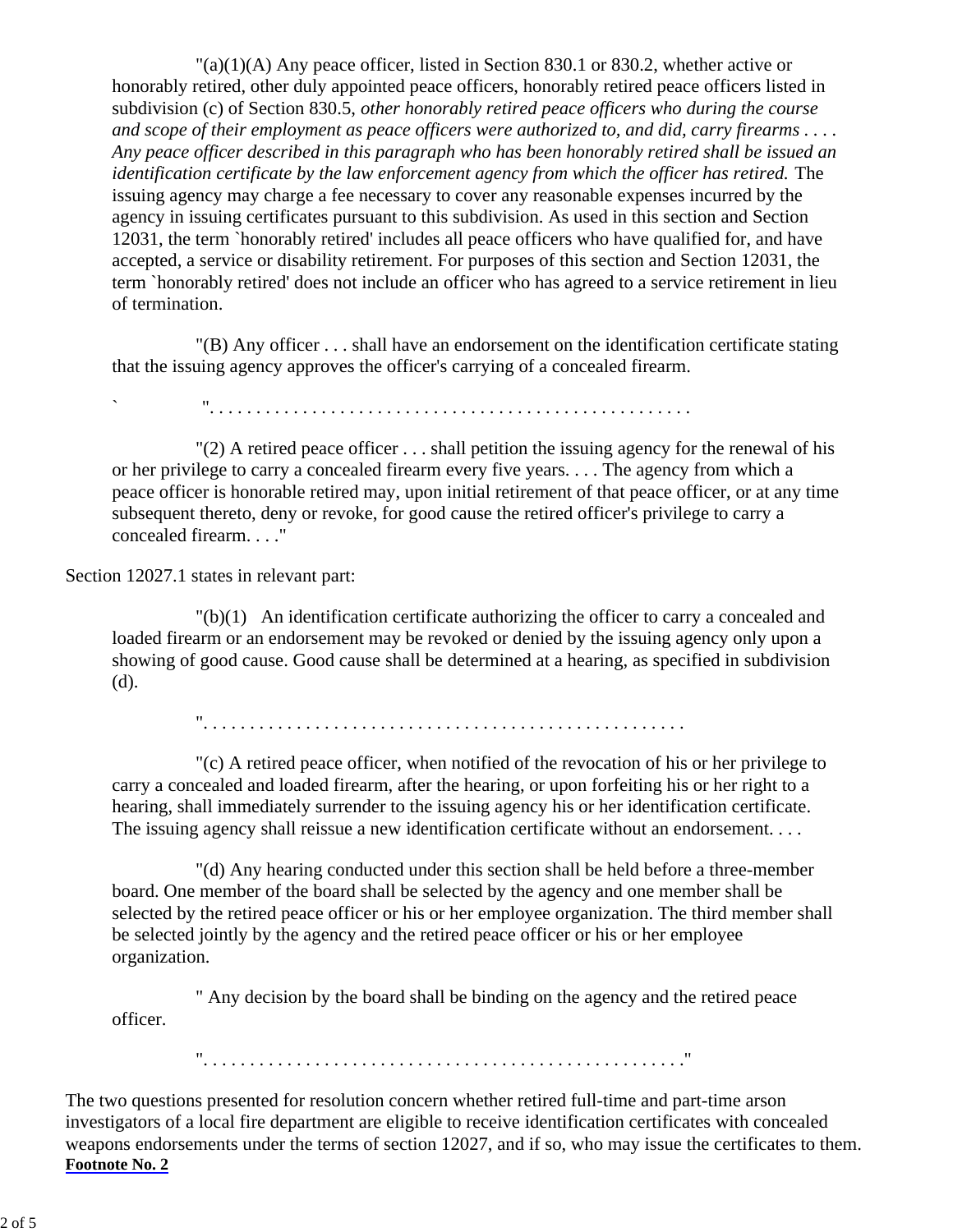> "(a)(1)(A) Any peace officer, listed in Section 830.1 or 830.2, whether active or honorably retired, other duly appointed peace officers, honorably retired peace officers listed in subdivision (c) of Section 830.5, *other honorably retired peace officers who during the course and scope of their employment as peace officers were authorized to, and did, carry firearms . . . . Any peace officer described in this paragraph who has been honorably retired shall be issued an identification certificate by the law enforcement agency from which the officer has retired.* The issuing agency may charge a fee necessary to cover any reasonable expenses incurred by the agency in issuing certificates pursuant to this subdivision. As used in this section and Section 12031, the term `honorably retired' includes all peace officers who have qualified for, and have accepted, a service or disability retirement. For purposes of this section and Section 12031, the term `honorably retired' does not include an officer who has agreed to a service retirement in lieu of termination.
>
> "(B) Any officer . . . shall have an endorsement on the identification certificate stating that the issuing agency approves the officer's carrying of a concealed firearm.
>
> ` ". . . . . . . . . . . . . . . . . . . . . . . . . . . . . . . . . . . . . . . . . . . . . . . . . . .
>
> "(2) A retired peace officer . . . shall petition the issuing agency for the renewal of his or her privilege to carry a concealed firearm every five years. . . . The agency from which a peace officer is honorable retired may, upon initial retirement of that peace officer, or at any time subsequent thereto, deny or revoke, for good cause the retired officer's privilege to carry a concealed firearm. . . ."

Section 12027.1 states in relevant part:

> "(b)(1) An identification certificate authorizing the officer to carry a concealed and loaded firearm or an endorsement may be revoked or denied by the issuing agency only upon a showing of good cause. Good cause shall be determined at a hearing, as specified in subdivision (d).
>
> ". . . . . . . . . . . . . . . . . . . . . . . . . . . . . . . . . . . . . . . . . . . . . . . . . . .
>
> "(c) A retired peace officer, when notified of the revocation of his or her privilege to carry a concealed and loaded firearm, after the hearing, or upon forfeiting his or her right to a hearing, shall immediately surrender to the issuing agency his or her identification certificate. The issuing agency shall reissue a new identification certificate without an endorsement. . . .
>
> "(d) Any hearing conducted under this section shall be held before a three-member board. One member of the board shall be selected by the agency and one member shall be selected by the retired peace officer or his or her employee organization. The third member shall be selected jointly by the agency and the retired peace officer or his or her employee organization.
>
> " Any decision by the board shall be binding on the agency and the retired peace officer.
>
> ". . . . . . . . . . . . . . . . . . . . . . . . . . . . . . . . . . . . . . . . . . . . . . . . . . ."

The two questions presented for resolution concern whether retired full-time and part-time arson investigators of a local fire department are eligible to receive identification certificates with concealed weapons endorsements under the terms of section 12027, and if so, who may issue the certificates to them. **Footnote No. 2**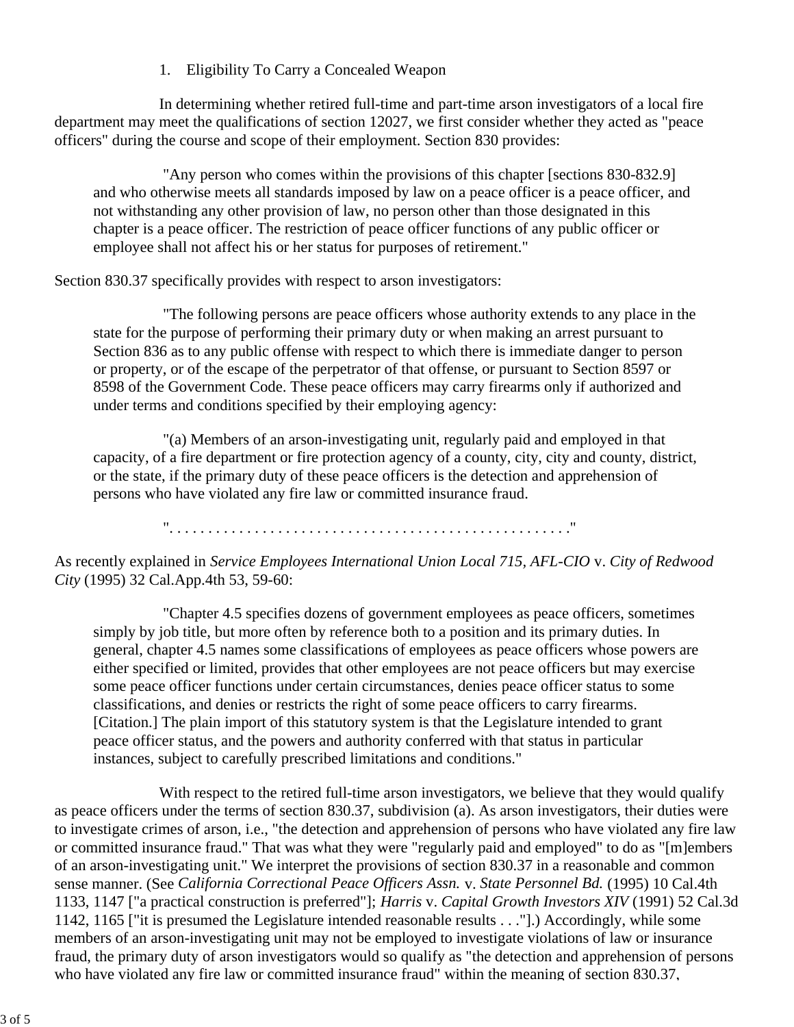1. Eligibility To Carry a Concealed Weapon

In determining whether retired full-time and part-time arson investigators of a local fire department may meet the qualifications of section 12027, we first consider whether they acted as "peace officers" during the course and scope of their employment. Section 830 provides:

> "Any person who comes within the provisions of this chapter [sections 830-832.9] and who otherwise meets all standards imposed by law on a peace officer is a peace officer, and not withstanding any other provision of law, no person other than those designated in this chapter is a peace officer. The restriction of peace officer functions of any public officer or employee shall not affect his or her status for purposes of retirement."

Section 830.37 specifically provides with respect to arson investigators:

> "The following persons are peace officers whose authority extends to any place in the state for the purpose of performing their primary duty or when making an arrest pursuant to Section 836 as to any public offense with respect to which there is immediate danger to person or property, or of the escape of the perpetrator of that offense, or pursuant to Section 8597 or 8598 of the Government Code. These peace officers may carry firearms only if authorized and under terms and conditions specified by their employing agency:
>
> "(a) Members of an arson-investigating unit, regularly paid and employed in that capacity, of a fire department or fire protection agency of a county, city, city and county, district, or the state, if the primary duty of these peace officers is the detection and apprehension of persons who have violated any fire law or committed insurance fraud.
>
> ". . . . . . . . . . . . . . . . . . . . . . . . . . . . . . . . . . . . . . . . . . . . . . . . . ."

As recently explained in *Service Employees International Union Local 715, AFL-CIO* v. *City of Redwood City* (1995) 32 Cal.App.4th 53, 59-60:

> "Chapter 4.5 specifies dozens of government employees as peace officers, sometimes simply by job title, but more often by reference both to a position and its primary duties. In general, chapter 4.5 names some classifications of employees as peace officers whose powers are either specified or limited, provides that other employees are not peace officers but may exercise some peace officer functions under certain circumstances, denies peace officer status to some classifications, and denies or restricts the right of some peace officers to carry firearms. [Citation.] The plain import of this statutory system is that the Legislature intended to grant peace officer status, and the powers and authority conferred with that status in particular instances, subject to carefully prescribed limitations and conditions."

With respect to the retired full-time arson investigators, we believe that they would qualify as peace officers under the terms of section 830.37, subdivision (a). As arson investigators, their duties were to investigate crimes of arson, i.e., "the detection and apprehension of persons who have violated any fire law or committed insurance fraud." That was what they were "regularly paid and employed" to do as "[m]embers of an arson-investigating unit." We interpret the provisions of section 830.37 in a reasonable and common sense manner. (See *California Correctional Peace Officers Assn.* v. *State Personnel Bd.* (1995) 10 Cal.4th 1133, 1147 ["a practical construction is preferred"]; *Harris* v. *Capital Growth Investors XIV* (1991) 52 Cal.3d 1142, 1165 ["it is presumed the Legislature intended reasonable results . . ."].) Accordingly, while some members of an arson-investigating unit may not be employed to investigate violations of law or insurance fraud, the primary duty of arson investigators would so qualify as "the detection and apprehension of persons who have violated any fire law or committed insurance fraud" within the meaning of section 830.37,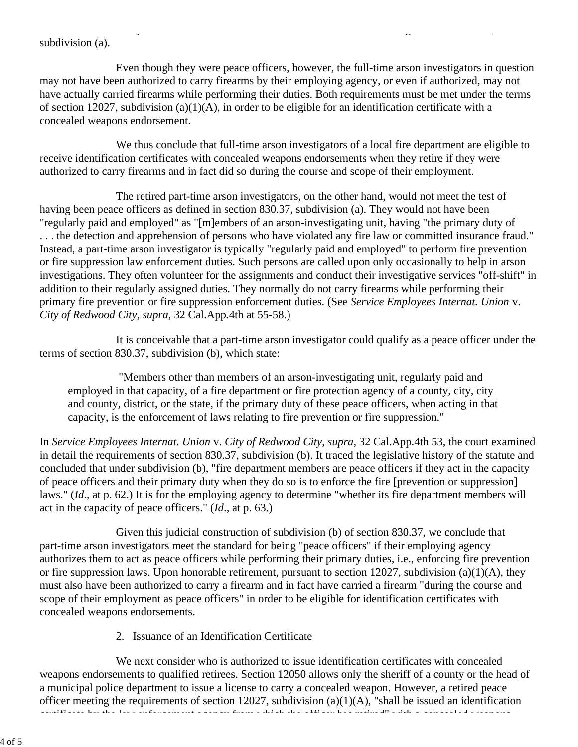subdivision (a).

Even though they were peace officers, however, the full-time arson investigators in question may not have been authorized to carry firearms by their employing agency, or even if authorized, may not have actually carried firearms while performing their duties. Both requirements must be met under the terms of section 12027, subdivision (a)(1)(A), in order to be eligible for an identification certificate with a concealed weapons endorsement.

We thus conclude that full-time arson investigators of a local fire department are eligible to receive identification certificates with concealed weapons endorsements when they retire if they were authorized to carry firearms and in fact did so during the course and scope of their employment.

The retired part-time arson investigators, on the other hand, would not meet the test of having been peace officers as defined in section 830.37, subdivision (a). They would not have been "regularly paid and employed" as "[m]embers of an arson-investigating unit, having "the primary duty of . . . the detection and apprehension of persons who have violated any fire law or committed insurance fraud." Instead, a part-time arson investigator is typically "regularly paid and employed" to perform fire prevention or fire suppression law enforcement duties. Such persons are called upon only occasionally to help in arson investigations. They often volunteer for the assignments and conduct their investigative services "off-shift" in addition to their regularly assigned duties. They normally do not carry firearms while performing their primary fire prevention or fire suppression enforcement duties. (See *Service Employees Internat. Union* v. *City of Redwood City*, *supra*, 32 Cal.App.4th at 55-58.)

It is conceivable that a part-time arson investigator could qualify as a peace officer under the terms of section 830.37, subdivision (b), which state:

> "Members other than members of an arson-investigating unit, regularly paid and employed in that capacity, of a fire department or fire protection agency of a county, city, city and county, district, or the state, if the primary duty of these peace officers, when acting in that capacity, is the enforcement of laws relating to fire prevention or fire suppression."

In *Service Employees Internat. Union* v. *City of Redwood City*, *supra*, 32 Cal.App.4th 53, the court examined in detail the requirements of section 830.37, subdivision (b). It traced the legislative history of the statute and concluded that under subdivision (b), "fire department members are peace officers if they act in the capacity of peace officers and their primary duty when they do so is to enforce the fire [prevention or suppression] laws." (*Id*., at p. 62.) It is for the employing agency to determine "whether its fire department members will act in the capacity of peace officers." (*Id*., at p. 63.)

Given this judicial construction of subdivision (b) of section 830.37, we conclude that part-time arson investigators meet the standard for being "peace officers" if their employing agency authorizes them to act as peace officers while performing their primary duties, i.e., enforcing fire prevention or fire suppression laws. Upon honorable retirement, pursuant to section 12027, subdivision (a)(1)(A), they must also have been authorized to carry a firearm and in fact have carried a firearm "during the course and scope of their employment as peace officers" in order to be eligible for identification certificates with concealed weapons endorsements.

2. Issuance of an Identification Certificate

We next consider who is authorized to issue identification certificates with concealed weapons endorsements to qualified retirees. Section 12050 allows only the sheriff of a county or the head of a municipal police department to issue a license to carry a concealed weapon. However, a retired peace officer meeting the requirements of section 12027, subdivision (a)(1)(A), "shall be issued an identification certificate by the law enforcement agency from which the officer has retired" with a concealed weapons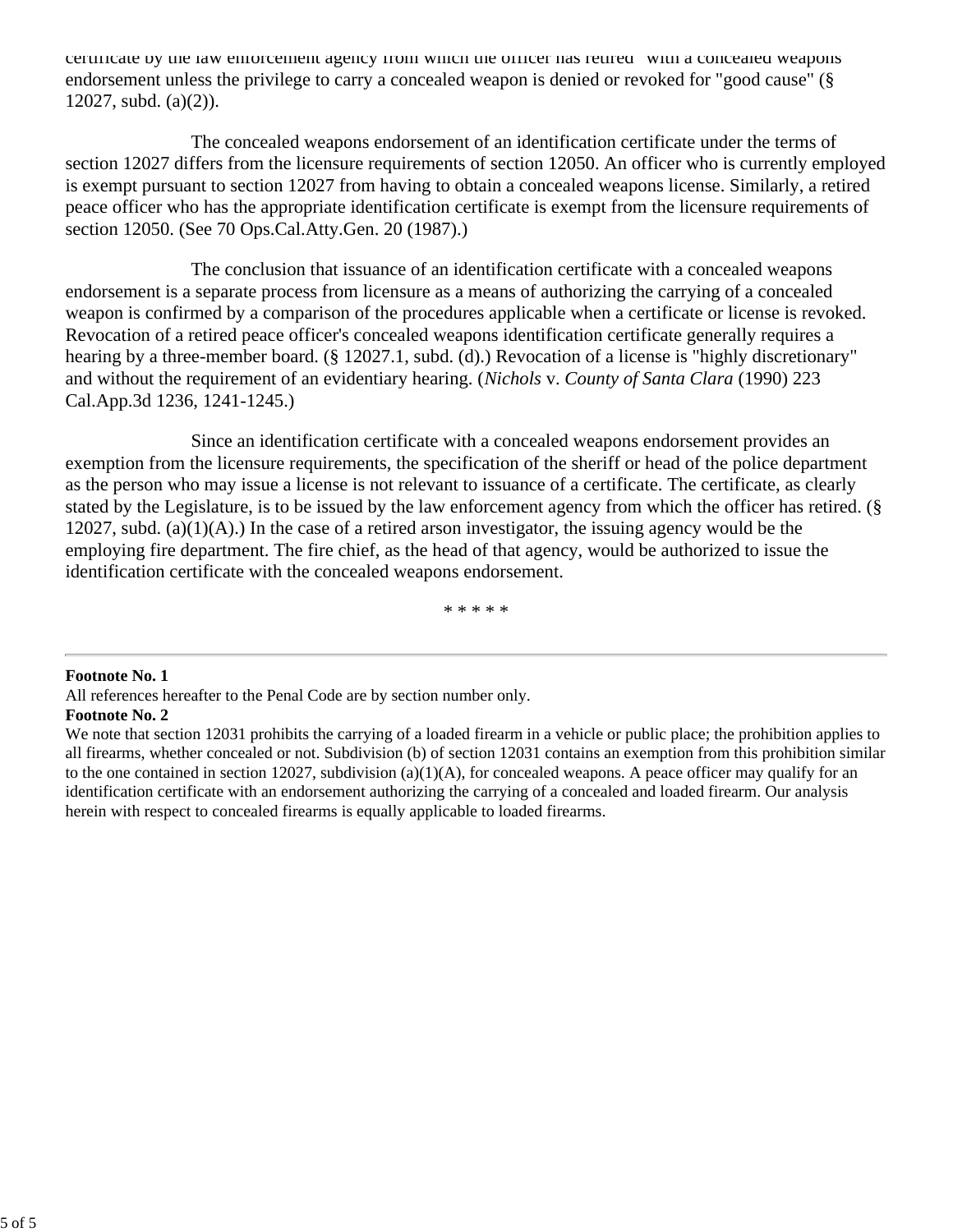certificate by the law enforcement agency from which the officer has retired" with a concealed weapons endorsement unless the privilege to carry a concealed weapon is denied or revoked for "good cause" (§ 12027, subd. (a)(2)).

The concealed weapons endorsement of an identification certificate under the terms of section 12027 differs from the licensure requirements of section 12050. An officer who is currently employed is exempt pursuant to section 12027 from having to obtain a concealed weapons license. Similarly, a retired peace officer who has the appropriate identification certificate is exempt from the licensure requirements of section 12050. (See 70 Ops.Cal.Atty.Gen. 20 (1987).)

The conclusion that issuance of an identification certificate with a concealed weapons endorsement is a separate process from licensure as a means of authorizing the carrying of a concealed weapon is confirmed by a comparison of the procedures applicable when a certificate or license is revoked. Revocation of a retired peace officer's concealed weapons identification certificate generally requires a hearing by a three-member board. (§ 12027.1, subd. (d).) Revocation of a license is "highly discretionary" and without the requirement of an evidentiary hearing. (*Nichols* v. *County of Santa Clara* (1990) 223 Cal.App.3d 1236, 1241-1245.)

Since an identification certificate with a concealed weapons endorsement provides an exemption from the licensure requirements, the specification of the sheriff or head of the police department as the person who may issue a license is not relevant to issuance of a certificate. The certificate, as clearly stated by the Legislature, is to be issued by the law enforcement agency from which the officer has retired. (§ 12027, subd. (a)(1)(A).) In the case of a retired arson investigator, the issuing agency would be the employing fire department. The fire chief, as the head of that agency, would be authorized to issue the identification certificate with the concealed weapons endorsement.

* * * * *

---

**Footnote No. 1**

All references hereafter to the Penal Code are by section number only.

**Footnote No. 2**

We note that section 12031 prohibits the carrying of a loaded firearm in a vehicle or public place; the prohibition applies to all firearms, whether concealed or not. Subdivision (b) of section 12031 contains an exemption from this prohibition similar to the one contained in section 12027, subdivision (a)(1)(A), for concealed weapons. A peace officer may qualify for an identification certificate with an endorsement authorizing the carrying of a concealed and loaded firearm. Our analysis herein with respect to concealed firearms is equally applicable to loaded firearms.